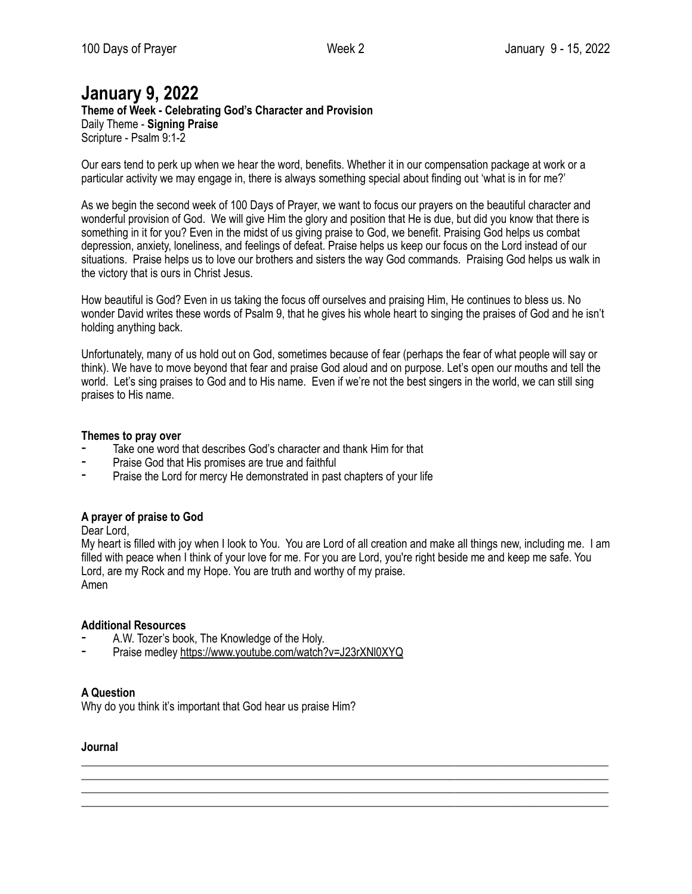# January 9, 2022

**Theme of Week - Celebrating God's Character and Provision**
Daily Theme - **Signing Praise**
Scripture - Psalm 9:1-2

Our ears tend to perk up when we hear the word, benefits. Whether it in our compensation package at work or a particular activity we may engage in, there is always something special about finding out 'what is in for me?'

As we begin the second week of 100 Days of Prayer, we want to focus our prayers on the beautiful character and wonderful provision of God. We will give Him the glory and position that He is due, but did you know that there is something in it for you? Even in the midst of us giving praise to God, we benefit. Praising God helps us combat depression, anxiety, loneliness, and feelings of defeat. Praise helps us keep our focus on the Lord instead of our situations. Praise helps us to love our brothers and sisters the way God commands. Praising God helps us walk in the victory that is ours in Christ Jesus.

How beautiful is God? Even in us taking the focus off ourselves and praising Him, He continues to bless us. No wonder David writes these words of Psalm 9, that he gives his whole heart to singing the praises of God and he isn't holding anything back.

Unfortunately, many of us hold out on God, sometimes because of fear (perhaps the fear of what people will say or think). We have to move beyond that fear and praise God aloud and on purpose. Let's open our mouths and tell the world. Let's sing praises to God and to His name. Even if we're not the best singers in the world, we can still sing praises to His name.

**Themes to pray over**

- Take one word that describes God's character and thank Him for that
- Praise God that His promises are true and faithful
- Praise the Lord for mercy He demonstrated in past chapters of your life

**A prayer of praise to God**

Dear Lord,
My heart is filled with joy when I look to You. You are Lord of all creation and make all things new, including me. I am filled with peace when I think of your love for me. For you are Lord, you're right beside me and keep me safe. You Lord, are my Rock and my Hope. You are truth and worthy of my praise.
Amen

**Additional Resources**

- A.W. Tozer's book, The Knowledge of the Holy.
- Praise medley https://www.youtube.com/watch?v=J23rXNl0XYQ

**A Question**

Why do you think it's important that God hear us praise Him?

**Journal**

___________________________________________________________________________

___________________________________________________________________________

___________________________________________________________________________

___________________________________________________________________________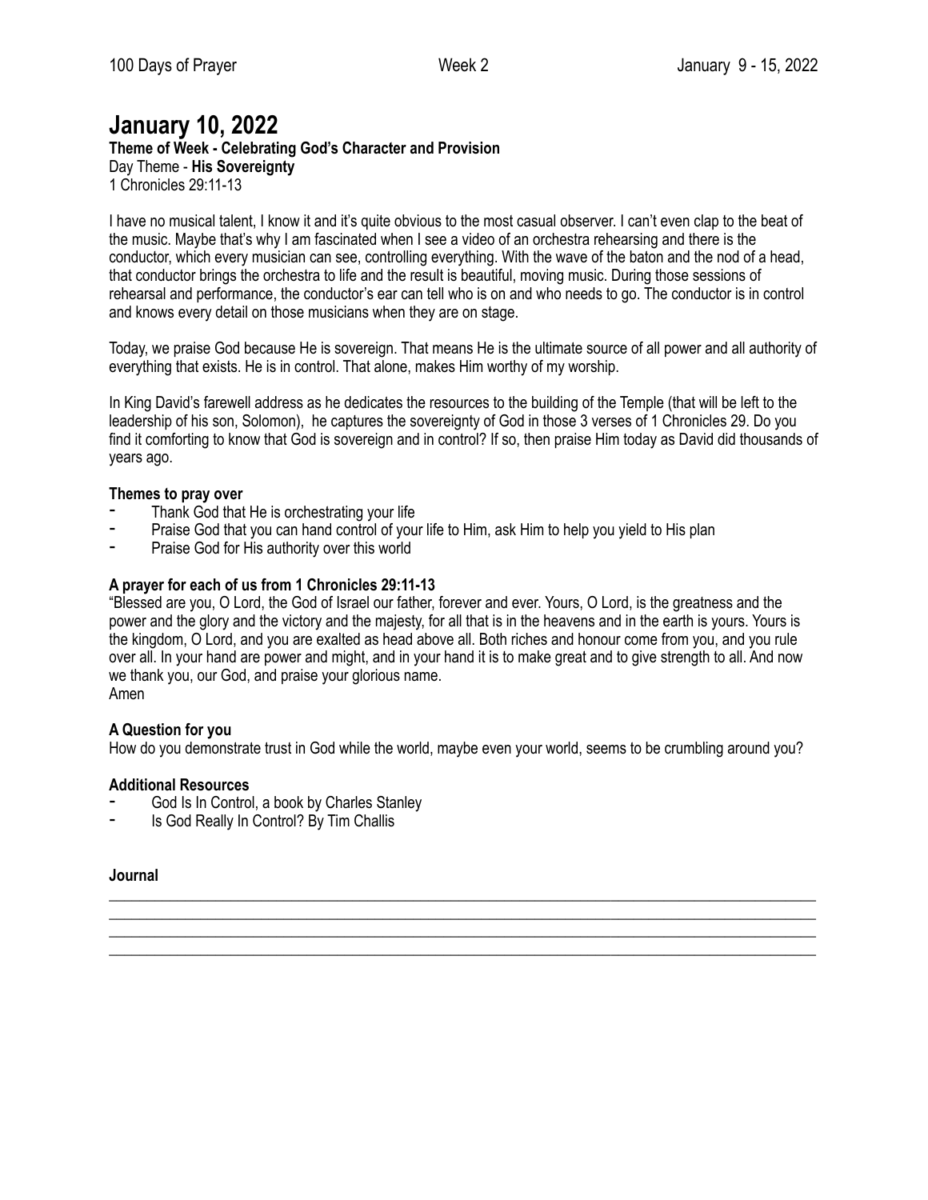# January 10, 2022

**Theme of Week - Celebrating God's Character and Provision**
Day Theme - **His Sovereignty**
1 Chronicles 29:11-13

I have no musical talent, I know it and it's quite obvious to the most casual observer. I can't even clap to the beat of the music. Maybe that's why I am fascinated when I see a video of an orchestra rehearsing and there is the conductor, which every musician can see, controlling everything. With the wave of the baton and the nod of a head, that conductor brings the orchestra to life and the result is beautiful, moving music. During those sessions of rehearsal and performance, the conductor's ear can tell who is on and who needs to go. The conductor is in control and knows every detail on those musicians when they are on stage.

Today, we praise God because He is sovereign. That means He is the ultimate source of all power and all authority of everything that exists. He is in control. That alone, makes Him worthy of my worship.

In King David's farewell address as he dedicates the resources to the building of the Temple (that will be left to the leadership of his son, Solomon), he captures the sovereignty of God in those 3 verses of 1 Chronicles 29. Do you find it comforting to know that God is sovereign and in control? If so, then praise Him today as David did thousands of years ago.

**Themes to pray over**

- Thank God that He is orchestrating your life
- Praise God that you can hand control of your life to Him, ask Him to help you yield to His plan
- Praise God for His authority over this world

**A prayer for each of us from 1 Chronicles 29:11-13**

"Blessed are you, O Lord, the God of Israel our father, forever and ever. Yours, O Lord, is the greatness and the power and the glory and the victory and the majesty, for all that is in the heavens and in the earth is yours. Yours is the kingdom, O Lord, and you are exalted as head above all. Both riches and honour come from you, and you rule over all. In your hand are power and might, and in your hand it is to make great and to give strength to all. And now we thank you, our God, and praise your glorious name.
Amen

**A Question for you**

How do you demonstrate trust in God while the world, maybe even your world, seems to be crumbling around you?

**Additional Resources**

- God Is In Control, a book by Charles Stanley
- Is God Really In Control? By Tim Challis

**Journal**

______________________________________________________________________________
______________________________________________________________________________
______________________________________________________________________________
______________________________________________________________________________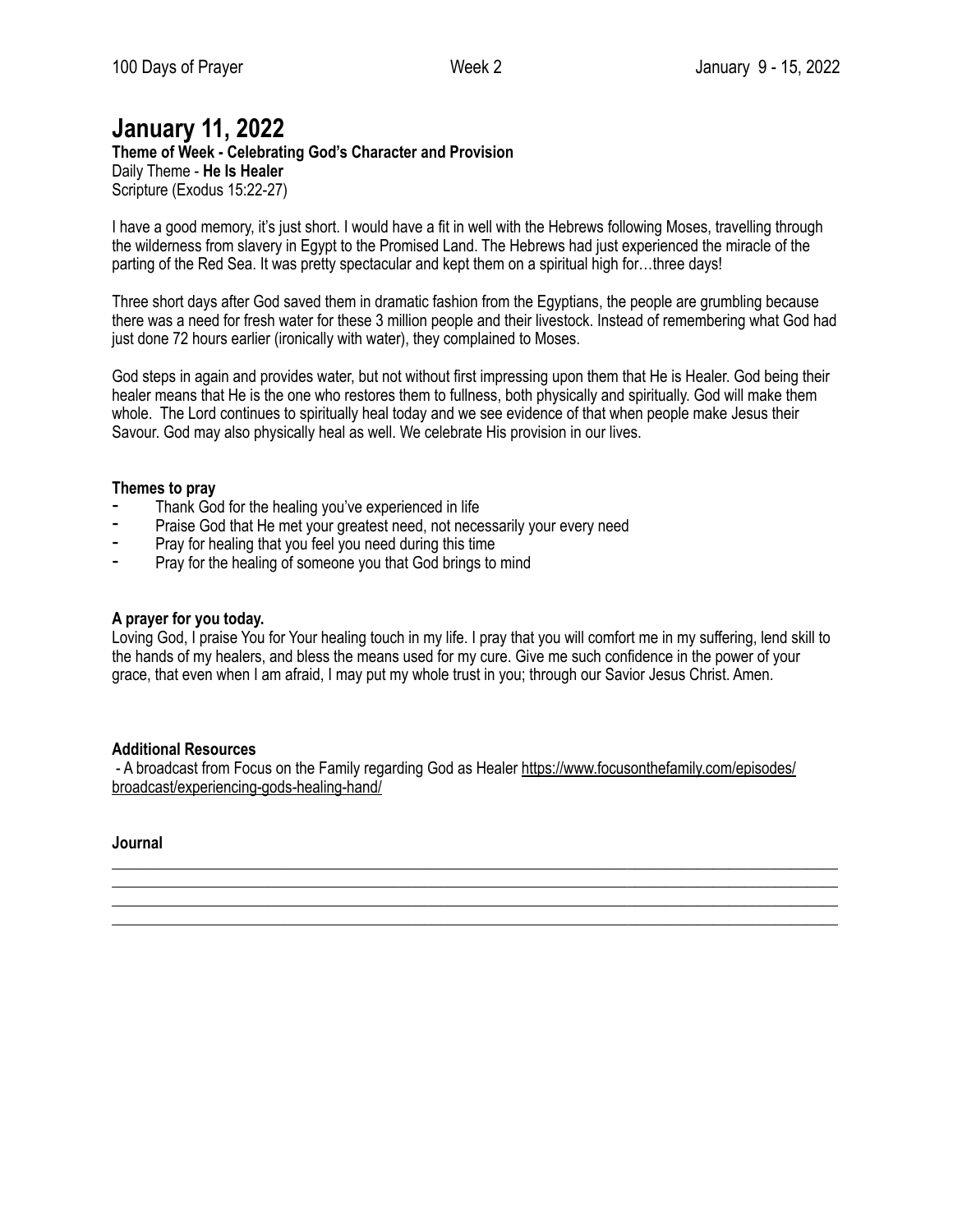# January 11, 2022

**Theme of Week - Celebrating God's Character and Provision**
Daily Theme - **He Is Healer**
Scripture (Exodus 15:22-27)

I have a good memory, it's just short. I would have a fit in well with the Hebrews following Moses, travelling through the wilderness from slavery in Egypt to the Promised Land. The Hebrews had just experienced the miracle of the parting of the Red Sea. It was pretty spectacular and kept them on a spiritual high for…three days!

Three short days after God saved them in dramatic fashion from the Egyptians, the people are grumbling because there was a need for fresh water for these 3 million people and their livestock. Instead of remembering what God had just done 72 hours earlier (ironically with water), they complained to Moses.

God steps in again and provides water, but not without first impressing upon them that He is Healer. God being their healer means that He is the one who restores them to fullness, both physically and spiritually. God will make them whole. The Lord continues to spiritually heal today and we see evidence of that when people make Jesus their Savour. God may also physically heal as well. We celebrate His provision in our lives.

**Themes to pray**

- Thank God for the healing you've experienced in life
- Praise God that He met your greatest need, not necessarily your every need
- Pray for healing that you feel you need during this time
- Pray for the healing of someone you that God brings to mind

**A prayer for you today.**
Loving God, I praise You for Your healing touch in my life. I pray that you will comfort me in my suffering, lend skill to the hands of my healers, and bless the means used for my cure. Give me such confidence in the power of your grace, that even when I am afraid, I may put my whole trust in you; through our Savior Jesus Christ. Amen.

**Additional Resources**

- A broadcast from Focus on the Family regarding God as Healer https://www.focusonthefamily.com/episodes/broadcast/experiencing-gods-healing-hand/

**Journal**

___________________________________________________________________________

___________________________________________________________________________

___________________________________________________________________________

___________________________________________________________________________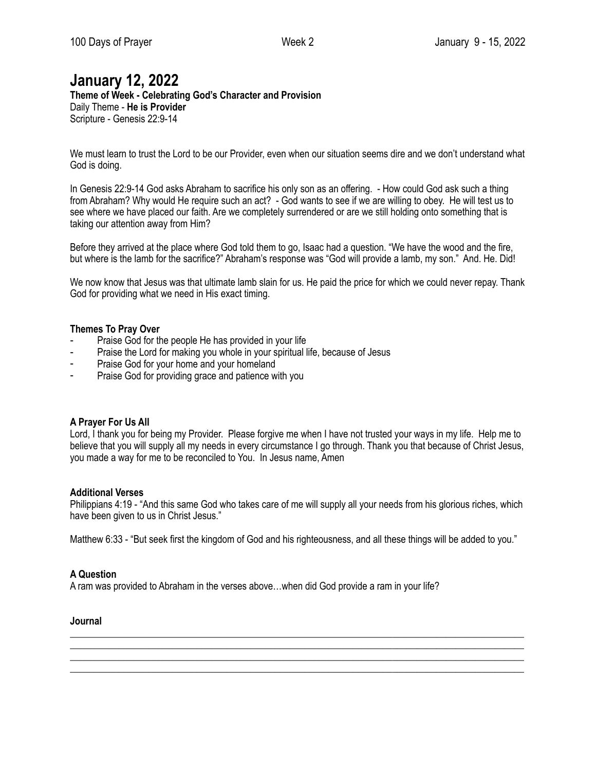# January 12, 2022

**Theme of Week - Celebrating God's Character and Provision**
Daily Theme - **He is Provider**
Scripture - Genesis 22:9-14

We must learn to trust the Lord to be our Provider, even when our situation seems dire and we don't understand what God is doing.

In Genesis 22:9-14 God asks Abraham to sacrifice his only son as an offering. - How could God ask such a thing from Abraham? Why would He require such an act? - God wants to see if we are willing to obey. He will test us to see where we have placed our faith. Are we completely surrendered or are we still holding onto something that is taking our attention away from Him?

Before they arrived at the place where God told them to go, Isaac had a question. "We have the wood and the fire, but where is the lamb for the sacrifice?" Abraham's response was "God will provide a lamb, my son." And. He. Did!

We now know that Jesus was that ultimate lamb slain for us. He paid the price for which we could never repay. Thank God for providing what we need in His exact timing.

**Themes To Pray Over**

- Praise God for the people He has provided in your life
- Praise the Lord for making you whole in your spiritual life, because of Jesus
- Praise God for your home and your homeland
- Praise God for providing grace and patience with you

**A Prayer For Us All**
Lord, I thank you for being my Provider. Please forgive me when I have not trusted your ways in my life. Help me to believe that you will supply all my needs in every circumstance I go through. Thank you that because of Christ Jesus, you made a way for me to be reconciled to You. In Jesus name, Amen

**Additional Verses**
Philippians 4:19 - "And this same God who takes care of me will supply all your needs from his glorious riches, which have been given to us in Christ Jesus."

Matthew 6:33 - "But seek first the kingdom of God and his righteousness, and all these things will be added to you."

**A Question**
A ram was provided to Abraham in the verses above…when did God provide a ram in your life?

**Journal**

______________________________________________________________________________
______________________________________________________________________________
______________________________________________________________________________
______________________________________________________________________________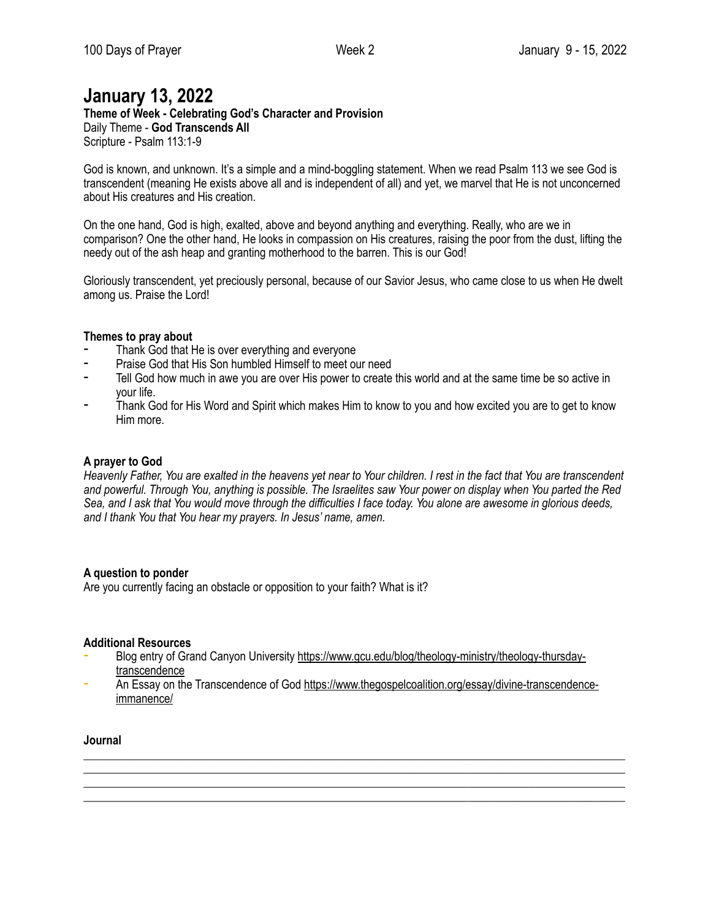# January 13, 2022

**Theme of Week - Celebrating God's Character and Provision**
Daily Theme - **God Transcends All**
Scripture - Psalm 113:1-9

God is known, and unknown. It's a simple and a mind-boggling statement. When we read Psalm 113 we see God is transcendent (meaning He exists above all and is independent of all) and yet, we marvel that He is not unconcerned about His creatures and His creation.

On the one hand, God is high, exalted, above and beyond anything and everything. Really, who are we in comparison? One the other hand, He looks in compassion on His creatures, raising the poor from the dust, lifting the needy out of the ash heap and granting motherhood to the barren. This is our God!

Gloriously transcendent, yet preciously personal, because of our Savior Jesus, who came close to us when He dwelt among us. Praise the Lord!

**Themes to pray about**

- Thank God that He is over everything and everyone
- Praise God that His Son humbled Himself to meet our need
- Tell God how much in awe you are over His power to create this world and at the same time be so active in your life.
- Thank God for His Word and Spirit which makes Him to know to you and how excited you are to get to know Him more.

**A prayer to God**

*Heavenly Father, You are exalted in the heavens yet near to Your children. I rest in the fact that You are transcendent and powerful. Through You, anything is possible. The Israelites saw Your power on display when You parted the Red Sea, and I ask that You would move through the difficulties I face today. You alone are awesome in glorious deeds, and I thank You that You hear my prayers. In Jesus' name, amen.*

**A question to ponder**

Are you currently facing an obstacle or opposition to your faith? What is it?

**Additional Resources**

- Blog entry of Grand Canyon University https://www.gcu.edu/blog/theology-ministry/theology-thursday-transcendence
- An Essay on the Transcendence of God https://www.thegospelcoalition.org/essay/divine-transcendence-immanence/

**Journal**

______________________________________________________________________________

______________________________________________________________________________

______________________________________________________________________________

______________________________________________________________________________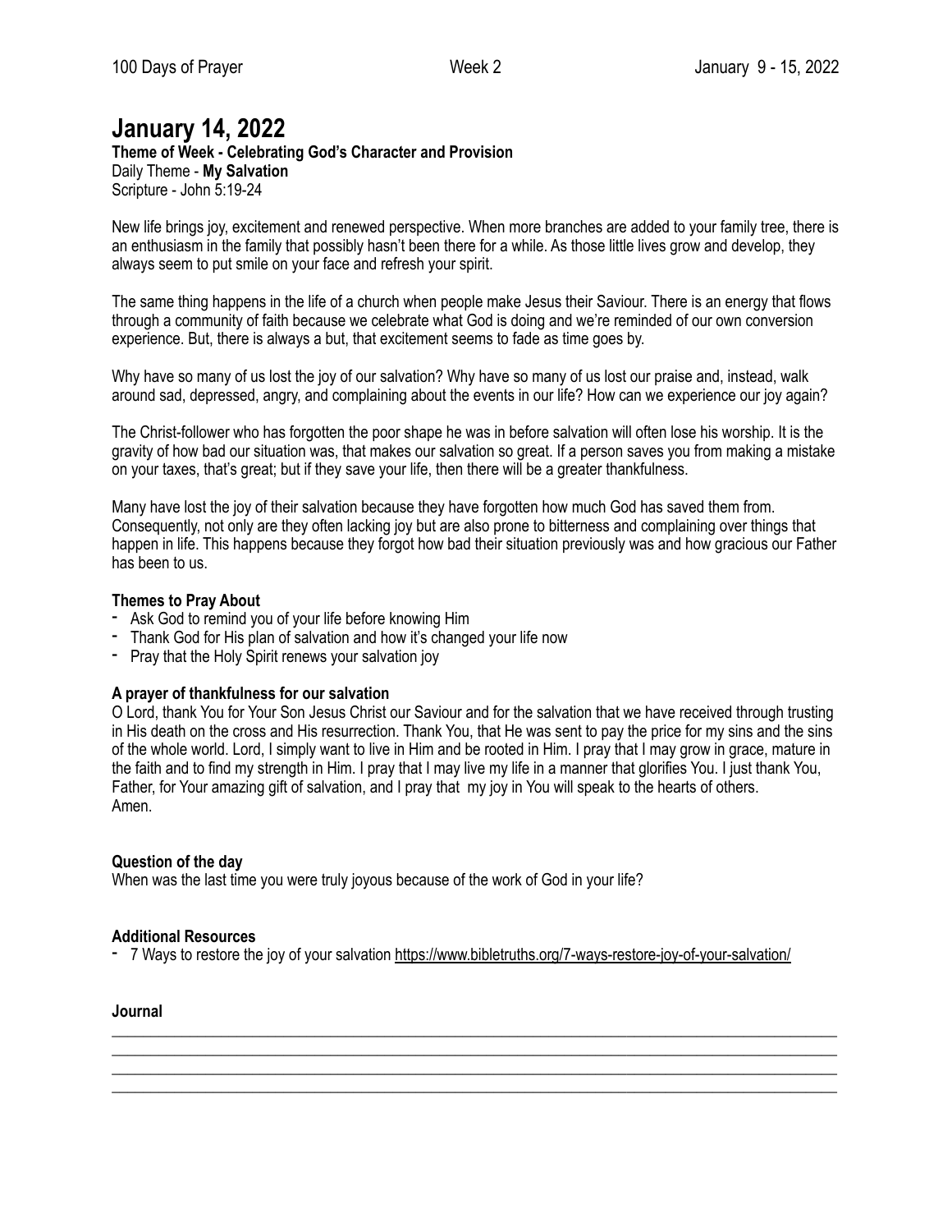# January 14, 2022

**Theme of Week - Celebrating God's Character and Provision**
Daily Theme - **My Salvation**
Scripture - John 5:19-24

New life brings joy, excitement and renewed perspective. When more branches are added to your family tree, there is an enthusiasm in the family that possibly hasn't been there for a while. As those little lives grow and develop, they always seem to put smile on your face and refresh your spirit.

The same thing happens in the life of a church when people make Jesus their Saviour. There is an energy that flows through a community of faith because we celebrate what God is doing and we're reminded of our own conversion experience. But, there is always a but, that excitement seems to fade as time goes by.

Why have so many of us lost the joy of our salvation? Why have so many of us lost our praise and, instead, walk around sad, depressed, angry, and complaining about the events in our life? How can we experience our joy again?

The Christ-follower who has forgotten the poor shape he was in before salvation will often lose his worship. It is the gravity of how bad our situation was, that makes our salvation so great. If a person saves you from making a mistake on your taxes, that's great; but if they save your life, then there will be a greater thankfulness.

Many have lost the joy of their salvation because they have forgotten how much God has saved them from. Consequently, not only are they often lacking joy but are also prone to bitterness and complaining over things that happen in life. This happens because they forgot how bad their situation previously was and how gracious our Father has been to us.

**Themes to Pray About**

- Ask God to remind you of your life before knowing Him
- Thank God for His plan of salvation and how it's changed your life now
- Pray that the Holy Spirit renews your salvation joy

**A prayer of thankfulness for our salvation**
O Lord, thank You for Your Son Jesus Christ our Saviour and for the salvation that we have received through trusting in His death on the cross and His resurrection. Thank You, that He was sent to pay the price for my sins and the sins of the whole world. Lord, I simply want to live in Him and be rooted in Him. I pray that I may grow in grace, mature in the faith and to find my strength in Him. I pray that I may live my life in a manner that glorifies You. I just thank You, Father, for Your amazing gift of salvation, and I pray that my joy in You will speak to the hearts of others.
Amen.

**Question of the day**
When was the last time you were truly joyous because of the work of God in your life?

**Additional Resources**

- 7 Ways to restore the joy of your salvation https://www.bibletruths.org/7-ways-restore-joy-of-your-salvation/

**Journal**

______________________________________________________________________________
______________________________________________________________________________
______________________________________________________________________________
______________________________________________________________________________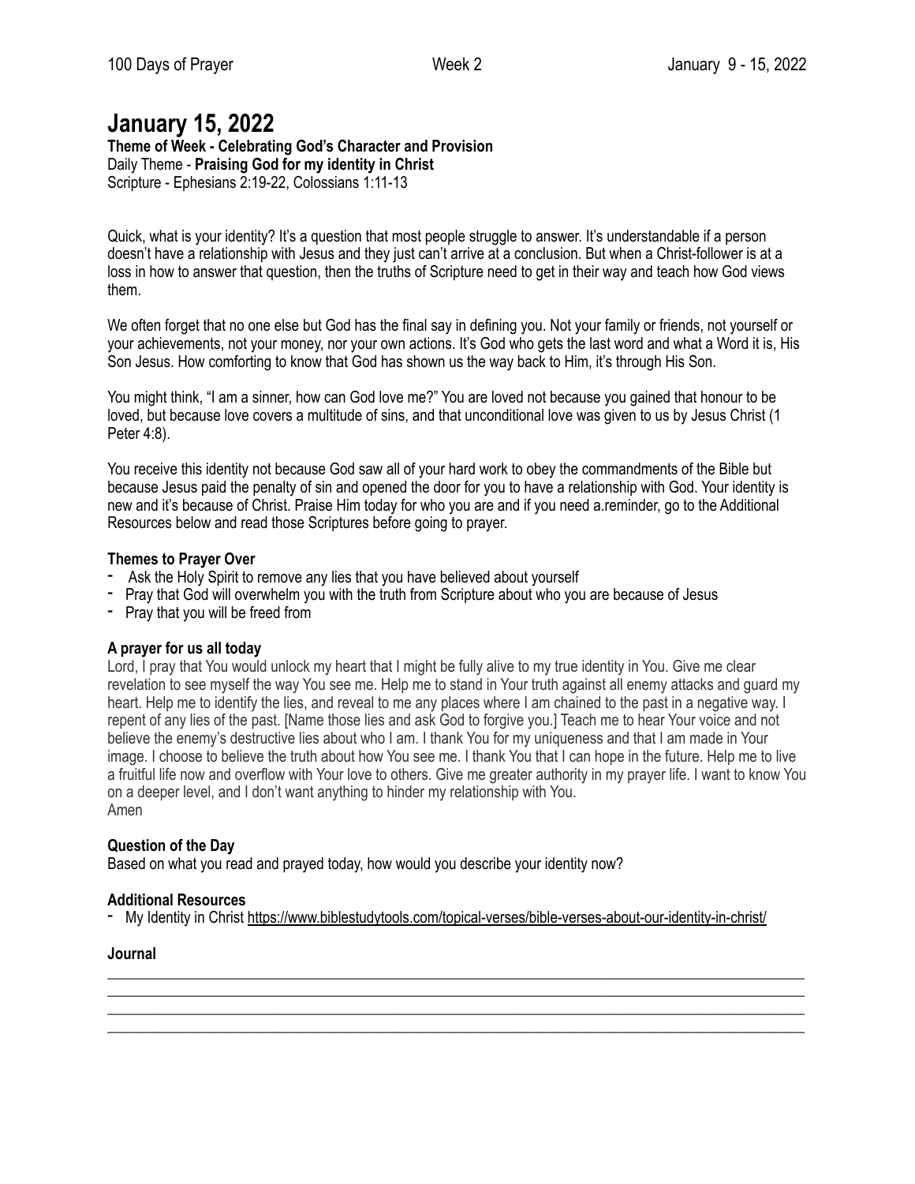# January 15, 2022

**Theme of Week - Celebrating God's Character and Provision**
Daily Theme - **Praising God for my identity in Christ**
Scripture - Ephesians 2:19-22, Colossians 1:11-13

Quick, what is your identity? It's a question that most people struggle to answer. It's understandable if a person doesn't have a relationship with Jesus and they just can't arrive at a conclusion. But when a Christ-follower is at a loss in how to answer that question, then the truths of Scripture need to get in their way and teach how God views them.

We often forget that no one else but God has the final say in defining you. Not your family or friends, not yourself or your achievements, not your money, nor your own actions. It's God who gets the last word and what a Word it is, His Son Jesus. How comforting to know that God has shown us the way back to Him, it's through His Son.

You might think, "I am a sinner, how can God love me?" You are loved not because you gained that honour to be loved, but because love covers a multitude of sins, and that unconditional love was given to us by Jesus Christ (1 Peter 4:8).

You receive this identity not because God saw all of your hard work to obey the commandments of the Bible but because Jesus paid the penalty of sin and opened the door for you to have a relationship with God. Your identity is new and it's because of Christ. Praise Him today for who you are and if you need a.reminder, go to the Additional Resources below and read those Scriptures before going to prayer.

**Themes to Prayer Over**

- Ask the Holy Spirit to remove any lies that you have believed about yourself
- Pray that God will overwhelm you with the truth from Scripture about who you are because of Jesus
- Pray that you will be freed from

**A prayer for us all today**

Lord, I pray that You would unlock my heart that I might be fully alive to my true identity in You. Give me clear revelation to see myself the way You see me. Help me to stand in Your truth against all enemy attacks and guard my heart. Help me to identify the lies, and reveal to me any places where I am chained to the past in a negative way. I repent of any lies of the past. [Name those lies and ask God to forgive you.] Teach me to hear Your voice and not believe the enemy's destructive lies about who I am. I thank You for my uniqueness and that I am made in Your image. I choose to believe the truth about how You see me. I thank You that I can hope in the future. Help me to live a fruitful life now and overflow with Your love to others. Give me greater authority in my prayer life. I want to know You on a deeper level, and I don't want anything to hinder my relationship with You.
Amen

**Question of the Day**

Based on what you read and prayed today, how would you describe your identity now?

**Additional Resources**

- My Identity in Christ https://www.biblestudytools.com/topical-verses/bible-verses-about-our-identity-in-christ/

**Journal**

\_\_\_\_\_\_\_\_\_\_\_\_\_\_\_\_\_\_\_\_\_\_\_\_\_\_\_\_\_\_\_\_\_\_\_\_\_\_\_\_\_\_\_\_\_\_\_\_\_\_\_\_\_\_\_\_\_\_\_\_\_\_\_\_\_\_\_\_\_\_\_\_\_\_\_\_\_\_

\_\_\_\_\_\_\_\_\_\_\_\_\_\_\_\_\_\_\_\_\_\_\_\_\_\_\_\_\_\_\_\_\_\_\_\_\_\_\_\_\_\_\_\_\_\_\_\_\_\_\_\_\_\_\_\_\_\_\_\_\_\_\_\_\_\_\_\_\_\_\_\_\_\_\_\_\_\_

\_\_\_\_\_\_\_\_\_\_\_\_\_\_\_\_\_\_\_\_\_\_\_\_\_\_\_\_\_\_\_\_\_\_\_\_\_\_\_\_\_\_\_\_\_\_\_\_\_\_\_\_\_\_\_\_\_\_\_\_\_\_\_\_\_\_\_\_\_\_\_\_\_\_\_\_\_\_

\_\_\_\_\_\_\_\_\_\_\_\_\_\_\_\_\_\_\_\_\_\_\_\_\_\_\_\_\_\_\_\_\_\_\_\_\_\_\_\_\_\_\_\_\_\_\_\_\_\_\_\_\_\_\_\_\_\_\_\_\_\_\_\_\_\_\_\_\_\_\_\_\_\_\_\_\_\_